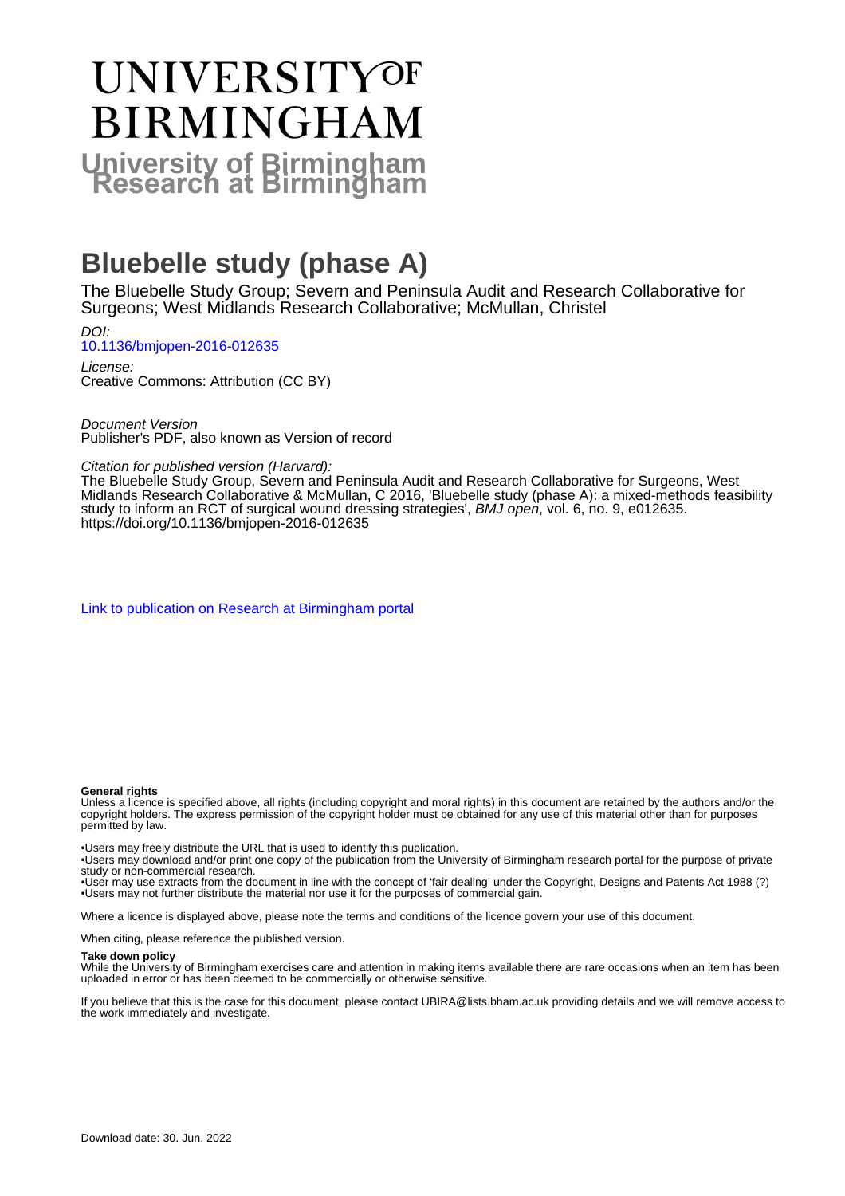# UNIVERSITY OF BIRMINGHAM

## University of Birmingham Research at Birmingham

# Bluebelle study (phase A)

The Bluebelle Study Group; Severn and Peninsula Audit and Research Collaborative for Surgeons; West Midlands Research Collaborative; McMullan, Christel

*DOI:*
10.1136/bmjopen-2016-012635

*License:*
Creative Commons: Attribution (CC BY)

*Document Version*
Publisher's PDF, also known as Version of record

*Citation for published version (Harvard):*
The Bluebelle Study Group, Severn and Peninsula Audit and Research Collaborative for Surgeons, West Midlands Research Collaborative & McMullan, C 2016, 'Bluebelle study (phase A): a mixed-methods feasibility study to inform an RCT of surgical wound dressing strategies', *BMJ open*, vol. 6, no. 9, e012635. https://doi.org/10.1136/bmjopen-2016-012635

Link to publication on Research at Birmingham portal

**General rights**
Unless a licence is specified above, all rights (including copyright and moral rights) in this document are retained by the authors and/or the copyright holders. The express permission of the copyright holder must be obtained for any use of this material other than for purposes permitted by law.

•Users may freely distribute the URL that is used to identify this publication.
•Users may download and/or print one copy of the publication from the University of Birmingham research portal for the purpose of private study or non-commercial research.
•User may use extracts from the document in line with the concept of 'fair dealing' under the Copyright, Designs and Patents Act 1988 (?)
•Users may not further distribute the material nor use it for the purposes of commercial gain.

Where a licence is displayed above, please note the terms and conditions of the licence govern your use of this document.

When citing, please reference the published version.

**Take down policy**
While the University of Birmingham exercises care and attention in making items available there are rare occasions when an item has been uploaded in error or has been deemed to be commercially or otherwise sensitive.

If you believe that this is the case for this document, please contact UBIRA@lists.bham.ac.uk providing details and we will remove access to the work immediately and investigate.

Download date: 30. Jun. 2022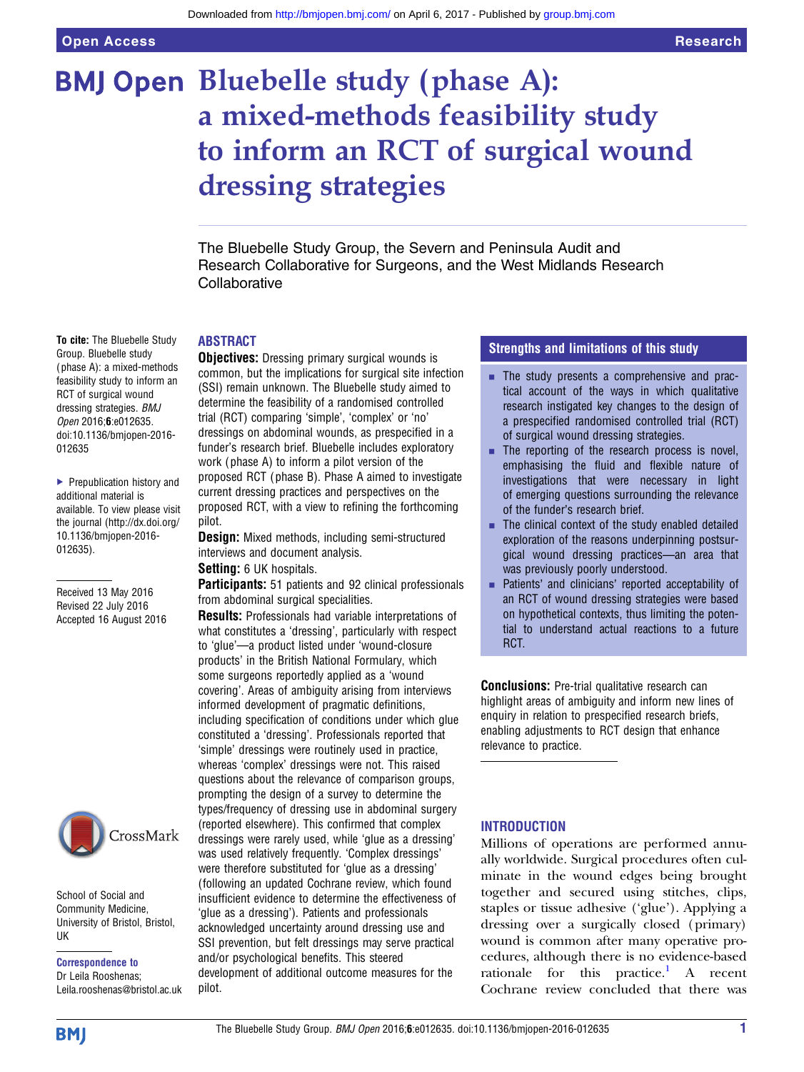# Bluebelle study (phase A): a mixed-methods feasibility study to inform an RCT of surgical wound dressing strategies

The Bluebelle Study Group, the Severn and Peninsula Audit and Research Collaborative for Surgeons, and the West Midlands Research Collaborative

**To cite:** The Bluebelle Study Group. Bluebelle study (phase A): a mixed-methods feasibility study to inform an RCT of surgical wound dressing strategies. *BMJ Open* 2016;**6**:e012635. doi:10.1136/bmjopen-2016-012635

▸ Prepublication history and additional material is available. To view please visit the journal (http://dx.doi.org/10.1136/bmjopen-2016-012635).

Received 13 May 2016
Revised 22 July 2016
Accepted 16 August 2016

School of Social and Community Medicine, University of Bristol, Bristol, UK

**Correspondence to**
Dr Leila Rooshenas; Leila.rooshenas@bristol.ac.uk

## ABSTRACT

**Objectives:** Dressing primary surgical wounds is common, but the implications for surgical site infection (SSI) remain unknown. The Bluebelle study aimed to determine the feasibility of a randomised controlled trial (RCT) comparing 'simple', 'complex' or 'no' dressings on abdominal wounds, as prespecified in a funder's research brief. Bluebelle includes exploratory work (phase A) to inform a pilot version of the proposed RCT (phase B). Phase A aimed to investigate current dressing practices and perspectives on the proposed RCT, with a view to refining the forthcoming pilot.

**Design:** Mixed methods, including semi-structured interviews and document analysis.

**Setting:** 6 UK hospitals.

**Participants:** 51 patients and 92 clinical professionals from abdominal surgical specialities.

**Results:** Professionals had variable interpretations of what constitutes a 'dressing', particularly with respect to 'glue'—a product listed under 'wound-closure products' in the British National Formulary, which some surgeons reportedly applied as a 'wound covering'. Areas of ambiguity arising from interviews informed development of pragmatic definitions, including specification of conditions under which glue constituted a 'dressing'. Professionals reported that 'simple' dressings were routinely used in practice, whereas 'complex' dressings were not. This raised questions about the relevance of comparison groups, prompting the design of a survey to determine the types/frequency of dressing use in abdominal surgery (reported elsewhere). This confirmed that complex dressings were rarely used, while 'glue as a dressing' was used relatively frequently. 'Complex dressings' were therefore substituted for 'glue as a dressing' (following an updated Cochrane review, which found insufficient evidence to determine the effectiveness of 'glue as a dressing'). Patients and professionals acknowledged uncertainty around dressing use and SSI prevention, but felt dressings may serve practical and/or psychological benefits. This steered development of additional outcome measures for the pilot.

**Conclusions:** Pre-trial qualitative research can highlight areas of ambiguity and inform new lines of enquiry in relation to prespecified research briefs, enabling adjustments to RCT design that enhance relevance to practice.

## Strengths and limitations of this study

- The study presents a comprehensive and practical account of the ways in which qualitative research instigated key changes to the design of a prespecified randomised controlled trial (RCT) of surgical wound dressing strategies.
- The reporting of the research process is novel, emphasising the fluid and flexible nature of investigations that were necessary in light of emerging questions surrounding the relevance of the funder's research brief.
- The clinical context of the study enabled detailed exploration of the reasons underpinning postsurgical wound dressing practices—an area that was previously poorly understood.
- Patients' and clinicians' reported acceptability of an RCT of wound dressing strategies were based on hypothetical contexts, thus limiting the potential to understand actual reactions to a future RCT.

## INTRODUCTION

Millions of operations are performed annually worldwide. Surgical procedures often culminate in the wound edges being brought together and secured using stitches, clips, staples or tissue adhesive ('glue'). Applying a dressing over a surgically closed (primary) wound is common after many operative procedures, although there is no evidence-based rationale for this practice.[1] A recent Cochrane review concluded that there was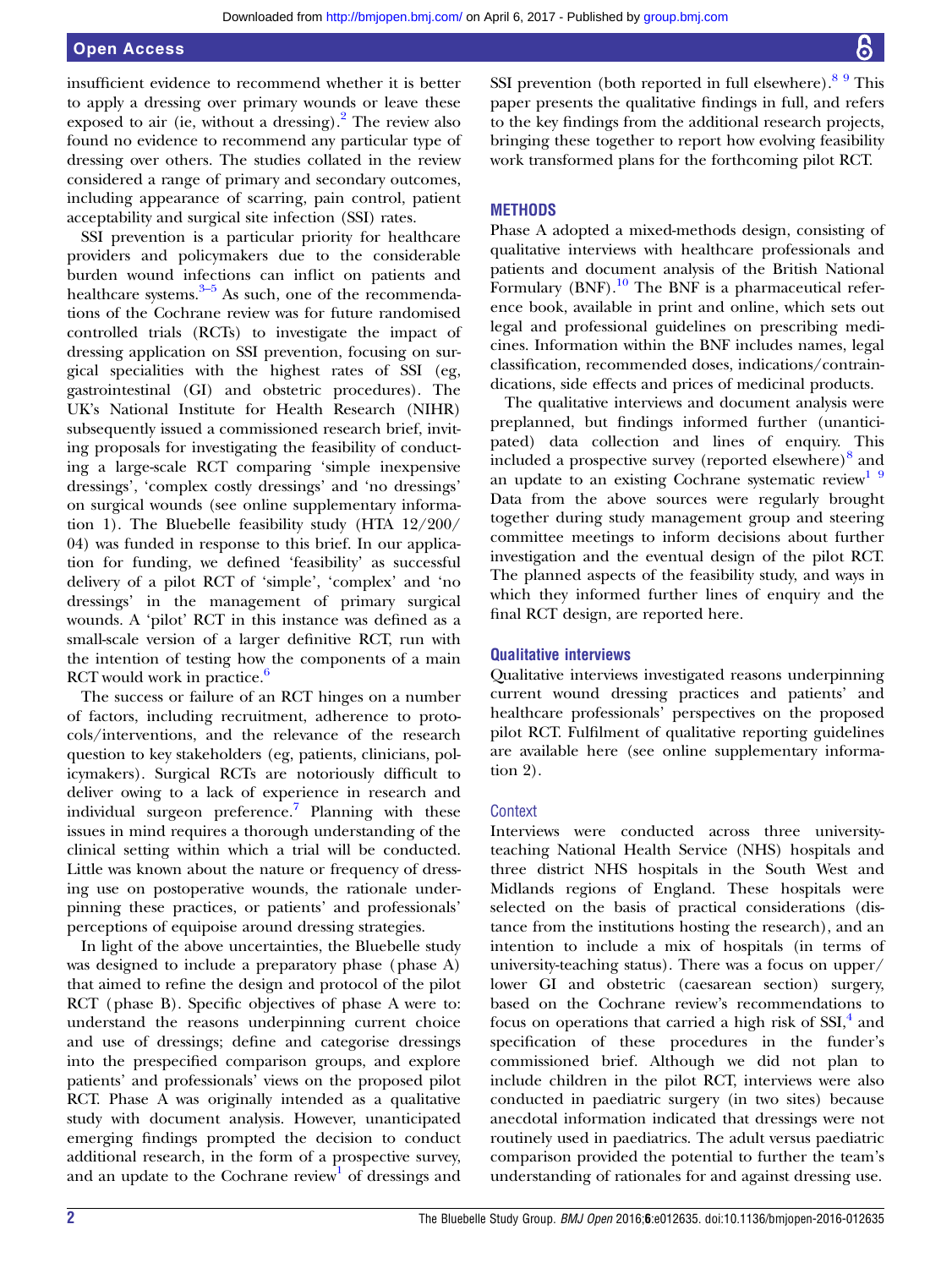insufficient evidence to recommend whether it is better to apply a dressing over primary wounds or leave these exposed to air (ie, without a dressing).[2] The review also found no evidence to recommend any particular type of dressing over others. The studies collated in the review considered a range of primary and secondary outcomes, including appearance of scarring, pain control, patient acceptability and surgical site infection (SSI) rates.

SSI prevention is a particular priority for healthcare providers and policymakers due to the considerable burden wound infections can inflict on patients and healthcare systems.[3–5] As such, one of the recommendations of the Cochrane review was for future randomised controlled trials (RCTs) to investigate the impact of dressing application on SSI prevention, focusing on surgical specialities with the highest rates of SSI (eg, gastrointestinal (GI) and obstetric procedures). The UK's National Institute for Health Research (NIHR) subsequently issued a commissioned research brief, inviting proposals for investigating the feasibility of conducting a large-scale RCT comparing 'simple inexpensive dressings', 'complex costly dressings' and 'no dressings' on surgical wounds (see online supplementary information 1). The Bluebelle feasibility study (HTA 12/200/04) was funded in response to this brief. In our application for funding, we defined 'feasibility' as successful delivery of a pilot RCT of 'simple', 'complex' and 'no dressings' in the management of primary surgical wounds. A 'pilot' RCT in this instance was defined as a small-scale version of a larger definitive RCT, run with the intention of testing how the components of a main RCT would work in practice.[6]

The success or failure of an RCT hinges on a number of factors, including recruitment, adherence to protocols/interventions, and the relevance of the research question to key stakeholders (eg, patients, clinicians, policymakers). Surgical RCTs are notoriously difficult to deliver owing to a lack of experience in research and individual surgeon preference.[7] Planning with these issues in mind requires a thorough understanding of the clinical setting within which a trial will be conducted. Little was known about the nature or frequency of dressing use on postoperative wounds, the rationale underpinning these practices, or patients' and professionals' perceptions of equipoise around dressing strategies.

In light of the above uncertainties, the Bluebelle study was designed to include a preparatory phase (phase A) that aimed to refine the design and protocol of the pilot RCT (phase B). Specific objectives of phase A were to: understand the reasons underpinning current choice and use of dressings; define and categorise dressings into the prespecified comparison groups, and explore patients' and professionals' views on the proposed pilot RCT. Phase A was originally intended as a qualitative study with document analysis. However, unanticipated emerging findings prompted the decision to conduct additional research, in the form of a prospective survey, and an update to the Cochrane review[1] of dressings and SSI prevention (both reported in full elsewhere).[8 9] This paper presents the qualitative findings in full, and refers to the key findings from the additional research projects, bringing these together to report how evolving feasibility work transformed plans for the forthcoming pilot RCT.

## METHODS

Phase A adopted a mixed-methods design, consisting of qualitative interviews with healthcare professionals and patients and document analysis of the British National Formulary (BNF).[10] The BNF is a pharmaceutical reference book, available in print and online, which sets out legal and professional guidelines on prescribing medicines. Information within the BNF includes names, legal classification, recommended doses, indications/contraindications, side effects and prices of medicinal products.

The qualitative interviews and document analysis were preplanned, but findings informed further (unanticipated) data collection and lines of enquiry. This included a prospective survey (reported elsewhere)[8] and an update to an existing Cochrane systematic review[1 9] Data from the above sources were regularly brought together during study management group and steering committee meetings to inform decisions about further investigation and the eventual design of the pilot RCT. The planned aspects of the feasibility study, and ways in which they informed further lines of enquiry and the final RCT design, are reported here.

### Qualitative interviews

Qualitative interviews investigated reasons underpinning current wound dressing practices and patients' and healthcare professionals' perspectives on the proposed pilot RCT. Fulfilment of qualitative reporting guidelines are available here (see online supplementary information 2).

#### Context

Interviews were conducted across three university-teaching National Health Service (NHS) hospitals and three district NHS hospitals in the South West and Midlands regions of England. These hospitals were selected on the basis of practical considerations (distance from the institutions hosting the research), and an intention to include a mix of hospitals (in terms of university-teaching status). There was a focus on upper/lower GI and obstetric (caesarean section) surgery, based on the Cochrane review's recommendations to focus on operations that carried a high risk of SSI,[4] and specification of these procedures in the funder's commissioned brief. Although we did not plan to include children in the pilot RCT, interviews were also conducted in paediatric surgery (in two sites) because anecdotal information indicated that dressings were not routinely used in paediatrics. The adult versus paediatric comparison provided the potential to further the team's understanding of rationales for and against dressing use.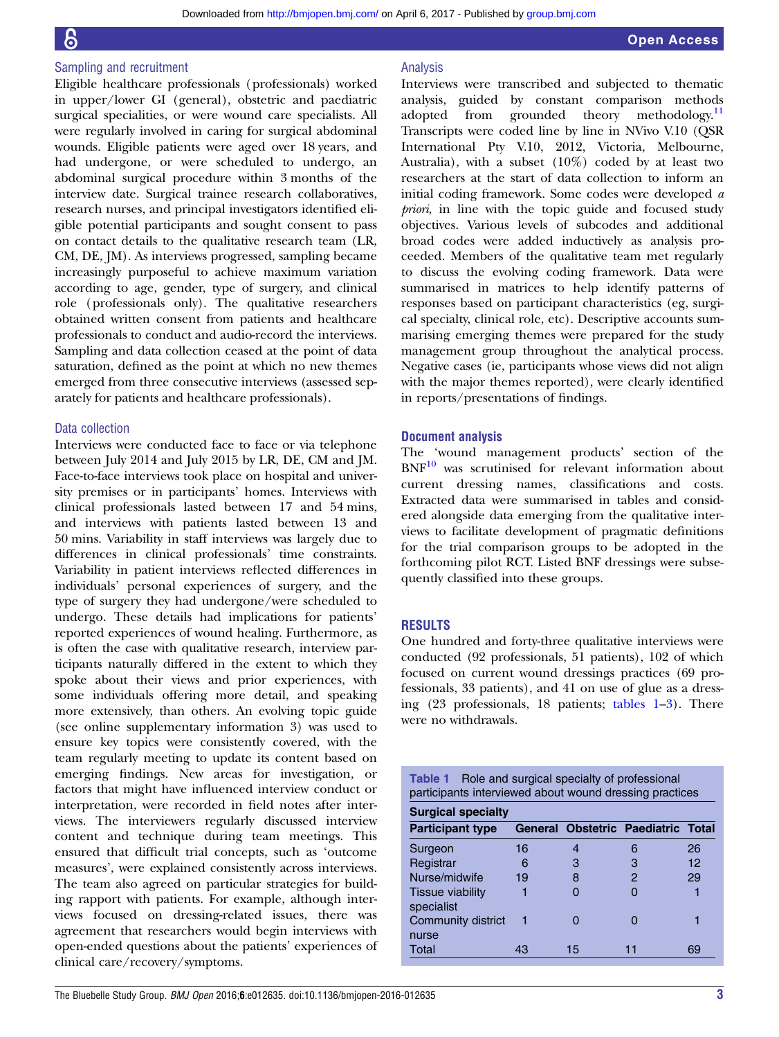### Sampling and recruitment

Eligible healthcare professionals (professionals) worked in upper/lower GI (general), obstetric and paediatric surgical specialities, or were wound care specialists. All were regularly involved in caring for surgical abdominal wounds. Eligible patients were aged over 18 years, and had undergone, or were scheduled to undergo, an abdominal surgical procedure within 3 months of the interview date. Surgical trainee research collaboratives, research nurses, and principal investigators identified eligible potential participants and sought consent to pass on contact details to the qualitative research team (LR, CM, DE, JM). As interviews progressed, sampling became increasingly purposeful to achieve maximum variation according to age, gender, type of surgery, and clinical role (professionals only). The qualitative researchers obtained written consent from patients and healthcare professionals to conduct and audio-record the interviews. Sampling and data collection ceased at the point of data saturation, defined as the point at which no new themes emerged from three consecutive interviews (assessed separately for patients and healthcare professionals).

### Data collection

Interviews were conducted face to face or via telephone between July 2014 and July 2015 by LR, DE, CM and JM. Face-to-face interviews took place on hospital and university premises or in participants' homes. Interviews with clinical professionals lasted between 17 and 54 mins, and interviews with patients lasted between 13 and 50 mins. Variability in staff interviews was largely due to differences in clinical professionals' time constraints. Variability in patient interviews reflected differences in individuals' personal experiences of surgery, and the type of surgery they had undergone/were scheduled to undergo. These details had implications for patients' reported experiences of wound healing. Furthermore, as is often the case with qualitative research, interview participants naturally differed in the extent to which they spoke about their views and prior experiences, with some individuals offering more detail, and speaking more extensively, than others. An evolving topic guide (see online supplementary information 3) was used to ensure key topics were consistently covered, with the team regularly meeting to update its content based on emerging findings. New areas for investigation, or factors that might have influenced interview conduct or interpretation, were recorded in field notes after interviews. The interviewers regularly discussed interview content and technique during team meetings. This ensured that difficult trial concepts, such as 'outcome measures', were explained consistently across interviews. The team also agreed on particular strategies for building rapport with patients. For example, although interviews focused on dressing-related issues, there was agreement that researchers would begin interviews with open-ended questions about the patients' experiences of clinical care/recovery/symptoms.

### Analysis

Interviews were transcribed and subjected to thematic analysis, guided by constant comparison methods adopted from grounded theory methodology.[11] Transcripts were coded line by line in NVivo V.10 (QSR International Pty V.10, 2012, Victoria, Melbourne, Australia), with a subset (10%) coded by at least two researchers at the start of data collection to inform an initial coding framework. Some codes were developed *a priori*, in line with the topic guide and focused study objectives. Various levels of subcodes and additional broad codes were added inductively as analysis proceeded. Members of the qualitative team met regularly to discuss the evolving coding framework. Data were summarised in matrices to help identify patterns of responses based on participant characteristics (eg, surgical specialty, clinical role, etc). Descriptive accounts summarising emerging themes were prepared for the study management group throughout the analytical process. Negative cases (ie, participants whose views did not align with the major themes reported), were clearly identified in reports/presentations of findings.

## Document analysis

The 'wound management products' section of the BNF[10] was scrutinised for relevant information about current dressing names, classifications and costs. Extracted data were summarised in tables and considered alongside data emerging from the qualitative interviews to facilitate development of pragmatic definitions for the trial comparison groups to be adopted in the forthcoming pilot RCT. Listed BNF dressings were subsequently classified into these groups.

## RESULTS

One hundred and forty-three qualitative interviews were conducted (92 professionals, 51 patients), 102 of which focused on current wound dressings practices (69 professionals, 33 patients), and 41 on use of glue as a dressing (23 professionals, 18 patients; tables 1–3). There were no withdrawals.

**Table 1** Role and surgical specialty of professional participants interviewed about wound dressing practices

| | Surgical specialty | | | |
|---|---|---|---|---|
| **Participant type** | **General** | **Obstetric** | **Paediatric** | **Total** |
| Surgeon | 16 | 4 | 6 | 26 |
| Registrar | 6 | 3 | 3 | 12 |
| Nurse/midwife | 19 | 8 | 2 | 29 |
| Tissue viability specialist | 1 | 0 | 0 | 1 |
| Community district nurse | 1 | 0 | 0 | 1 |
| Total | 43 | 15 | 11 | 69 |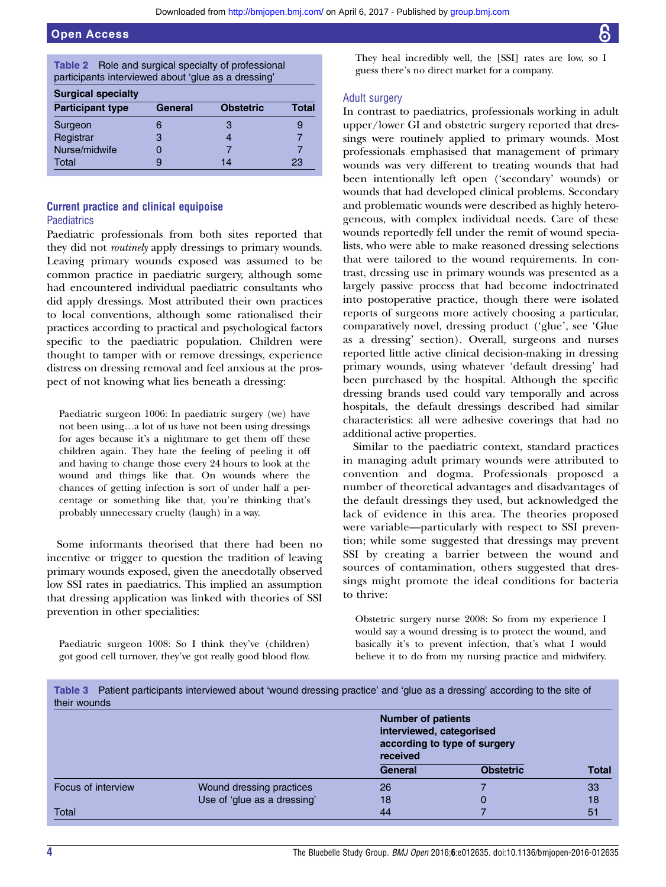**Table 2** Role and surgical specialty of professional participants interviewed about 'glue as a dressing'

| | Surgical specialty | | |
|---|---|---|---|
| **Participant type** | **General** | **Obstetric** | **Total** |
| Surgeon | 6 | 3 | 9 |
| Registrar | 3 | 4 | 7 |
| Nurse/midwife | 0 | 7 | 7 |
| Total | 9 | 14 | 23 |

## Current practice and clinical equipoise

### Paediatrics

Paediatric professionals from both sites reported that they did not *routinely* apply dressings to primary wounds. Leaving primary wounds exposed was assumed to be common practice in paediatric surgery, although some had encountered individual paediatric consultants who did apply dressings. Most attributed their own practices to local conventions, although some rationalised their practices according to practical and psychological factors specific to the paediatric population. Children were thought to tamper with or remove dressings, experience distress on dressing removal and feel anxious at the prospect of not knowing what lies beneath a dressing:

> Paediatric surgeon 1006: In paediatric surgery (we) have not been using…a lot of us have not been using dressings for ages because it's a nightmare to get them off these children again. They hate the feeling of peeling it off and having to change those every 24 hours to look at the wound and things like that. On wounds where the chances of getting infection is sort of under half a percentage or something like that, you're thinking that's probably unnecessary cruelty (laugh) in a way.

Some informants theorised that there had been no incentive or trigger to question the tradition of leaving primary wounds exposed, given the anecdotally observed low SSI rates in paediatrics. This implied an assumption that dressing application was linked with theories of SSI prevention in other specialities:

> Paediatric surgeon 1008: So I think they've (children) got good cell turnover, they've got really good blood flow. They heal incredibly well, the [SSI] rates are low, so I guess there's no direct market for a company.

### Adult surgery

In contrast to paediatrics, professionals working in adult upper/lower GI and obstetric surgery reported that dressings were routinely applied to primary wounds. Most professionals emphasised that management of primary wounds was very different to treating wounds that had been intentionally left open ('secondary' wounds) or wounds that had developed clinical problems. Secondary and problematic wounds were described as highly heterogeneous, with complex individual needs. Care of these wounds reportedly fell under the remit of wound specialists, who were able to make reasoned dressing selections that were tailored to the wound requirements. In contrast, dressing use in primary wounds was presented as a largely passive process that had become indoctrinated into postoperative practice, though there were isolated reports of surgeons more actively choosing a particular, comparatively novel, dressing product ('glue', see 'Glue as a dressing' section). Overall, surgeons and nurses reported little active clinical decision-making in dressing primary wounds, using whatever 'default dressing' had been purchased by the hospital. Although the specific dressing brands used could vary temporally and across hospitals, the default dressings described had similar characteristics: all were adhesive coverings that had no additional active properties.

Similar to the paediatric context, standard practices in managing adult primary wounds were attributed to convention and dogma. Professionals proposed a number of theoretical advantages and disadvantages of the default dressings they used, but acknowledged the lack of evidence in this area. The theories proposed were variable—particularly with respect to SSI prevention; while some suggested that dressings may prevent SSI by creating a barrier between the wound and sources of contamination, others suggested that dressings might promote the ideal conditions for bacteria to thrive:

> Obstetric surgery nurse 2008: So from my experience I would say a wound dressing is to protect the wound, and basically it's to prevent infection, that's what I would believe it to do from my nursing practice and midwifery.

**Table 3** Patient participants interviewed about 'wound dressing practice' and 'glue as a dressing' according to the site of their wounds

| | | Number of patients interviewed, categorised according to type of surgery received | | |
|---|---|---|---|---|
| | | **General** | **Obstetric** | **Total** |
| Focus of interview | Wound dressing practices | 26 | 7 | 33 |
| | Use of 'glue as a dressing' | 18 | 0 | 18 |
| Total | | 44 | 7 | 51 |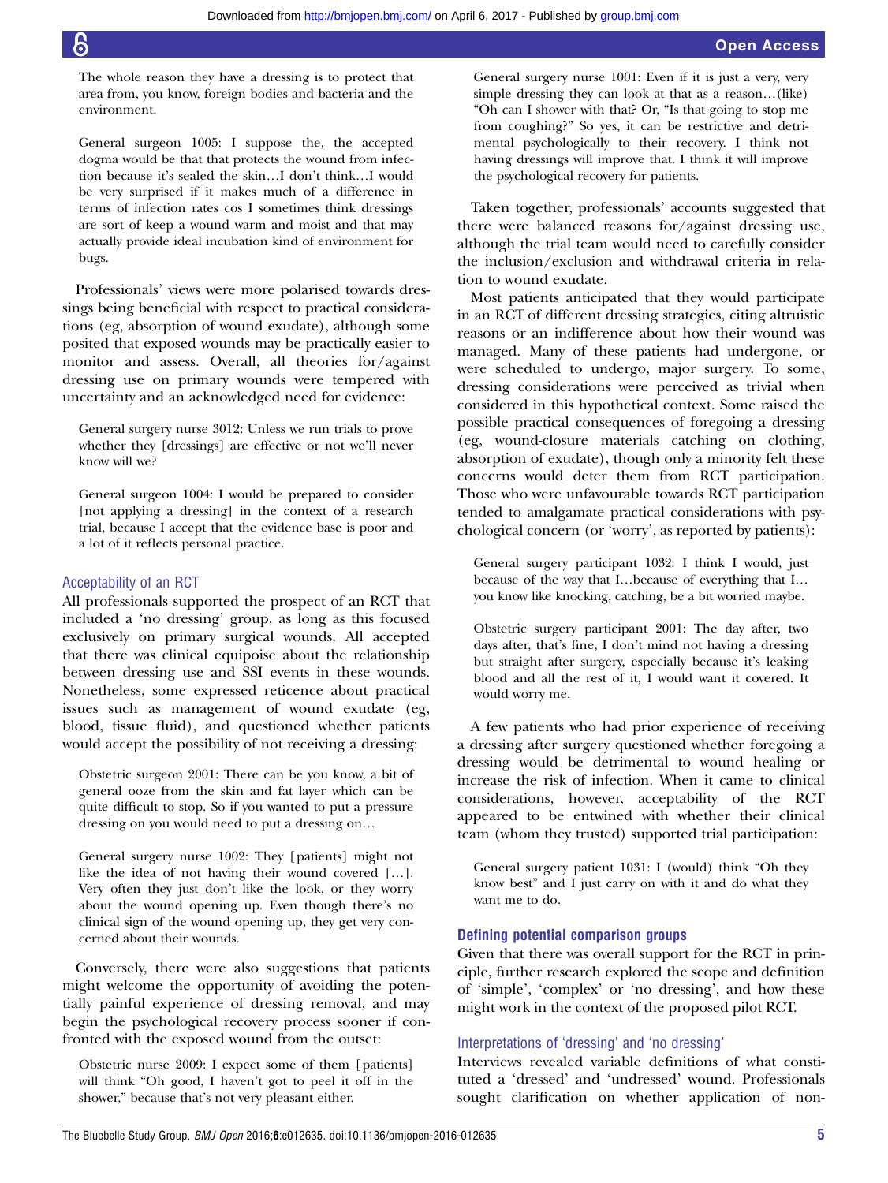The whole reason they have a dressing is to protect that area from, you know, foreign bodies and bacteria and the environment.

> General surgeon 1005: I suppose the, the accepted dogma would be that that protects the wound from infection because it's sealed the skin…I don't think…I would be very surprised if it makes much of a difference in terms of infection rates cos I sometimes think dressings are sort of keep a wound warm and moist and that may actually provide ideal incubation kind of environment for bugs.

Professionals' views were more polarised towards dressings being beneficial with respect to practical considerations (eg, absorption of wound exudate), although some posited that exposed wounds may be practically easier to monitor and assess. Overall, all theories for/against dressing use on primary wounds were tempered with uncertainty and an acknowledged need for evidence:

> General surgery nurse 3012: Unless we run trials to prove whether they [dressings] are effective or not we'll never know will we?

> General surgeon 1004: I would be prepared to consider [not applying a dressing] in the context of a research trial, because I accept that the evidence base is poor and a lot of it reflects personal practice.

### Acceptability of an RCT

All professionals supported the prospect of an RCT that included a 'no dressing' group, as long as this focused exclusively on primary surgical wounds. All accepted that there was clinical equipoise about the relationship between dressing use and SSI events in these wounds. Nonetheless, some expressed reticence about practical issues such as management of wound exudate (eg, blood, tissue fluid), and questioned whether patients would accept the possibility of not receiving a dressing:

> Obstetric surgeon 2001: There can be you know, a bit of general ooze from the skin and fat layer which can be quite difficult to stop. So if you wanted to put a pressure dressing on you would need to put a dressing on…

> General surgery nurse 1002: They [patients] might not like the idea of not having their wound covered […]. Very often they just don't like the look, or they worry about the wound opening up. Even though there's no clinical sign of the wound opening up, they get very concerned about their wounds.

Conversely, there were also suggestions that patients might welcome the opportunity of avoiding the potentially painful experience of dressing removal, and may begin the psychological recovery process sooner if confronted with the exposed wound from the outset:

> Obstetric nurse 2009: I expect some of them [patients] will think "Oh good, I haven't got to peel it off in the shower," because that's not very pleasant either.

> General surgery nurse 1001: Even if it is just a very, very simple dressing they can look at that as a reason…(like) "Oh can I shower with that? Or, "Is that going to stop me from coughing?" So yes, it can be restrictive and detrimental psychologically to their recovery. I think not having dressings will improve that. I think it will improve the psychological recovery for patients.

Taken together, professionals' accounts suggested that there were balanced reasons for/against dressing use, although the trial team would need to carefully consider the inclusion/exclusion and withdrawal criteria in relation to wound exudate.

Most patients anticipated that they would participate in an RCT of different dressing strategies, citing altruistic reasons or an indifference about how their wound was managed. Many of these patients had undergone, or were scheduled to undergo, major surgery. To some, dressing considerations were perceived as trivial when considered in this hypothetical context. Some raised the possible practical consequences of foregoing a dressing (eg, wound-closure materials catching on clothing, absorption of exudate), though only a minority felt these concerns would deter them from RCT participation. Those who were unfavourable towards RCT participation tended to amalgamate practical considerations with psychological concern (or 'worry', as reported by patients):

> General surgery participant 1032: I think I would, just because of the way that I…because of everything that I… you know like knocking, catching, be a bit worried maybe.

> Obstetric surgery participant 2001: The day after, two days after, that's fine, I don't mind not having a dressing but straight after surgery, especially because it's leaking blood and all the rest of it, I would want it covered. It would worry me.

A few patients who had prior experience of receiving a dressing after surgery questioned whether foregoing a dressing would be detrimental to wound healing or increase the risk of infection. When it came to clinical considerations, however, acceptability of the RCT appeared to be entwined with whether their clinical team (whom they trusted) supported trial participation:

> General surgery patient 1031: I (would) think "Oh they know best" and I just carry on with it and do what they want me to do.

## Defining potential comparison groups

Given that there was overall support for the RCT in principle, further research explored the scope and definition of 'simple', 'complex' or 'no dressing', and how these might work in the context of the proposed pilot RCT.

### Interpretations of 'dressing' and 'no dressing'

Interviews revealed variable definitions of what constituted a 'dressed' and 'undressed' wound. Professionals sought clarification on whether application of non-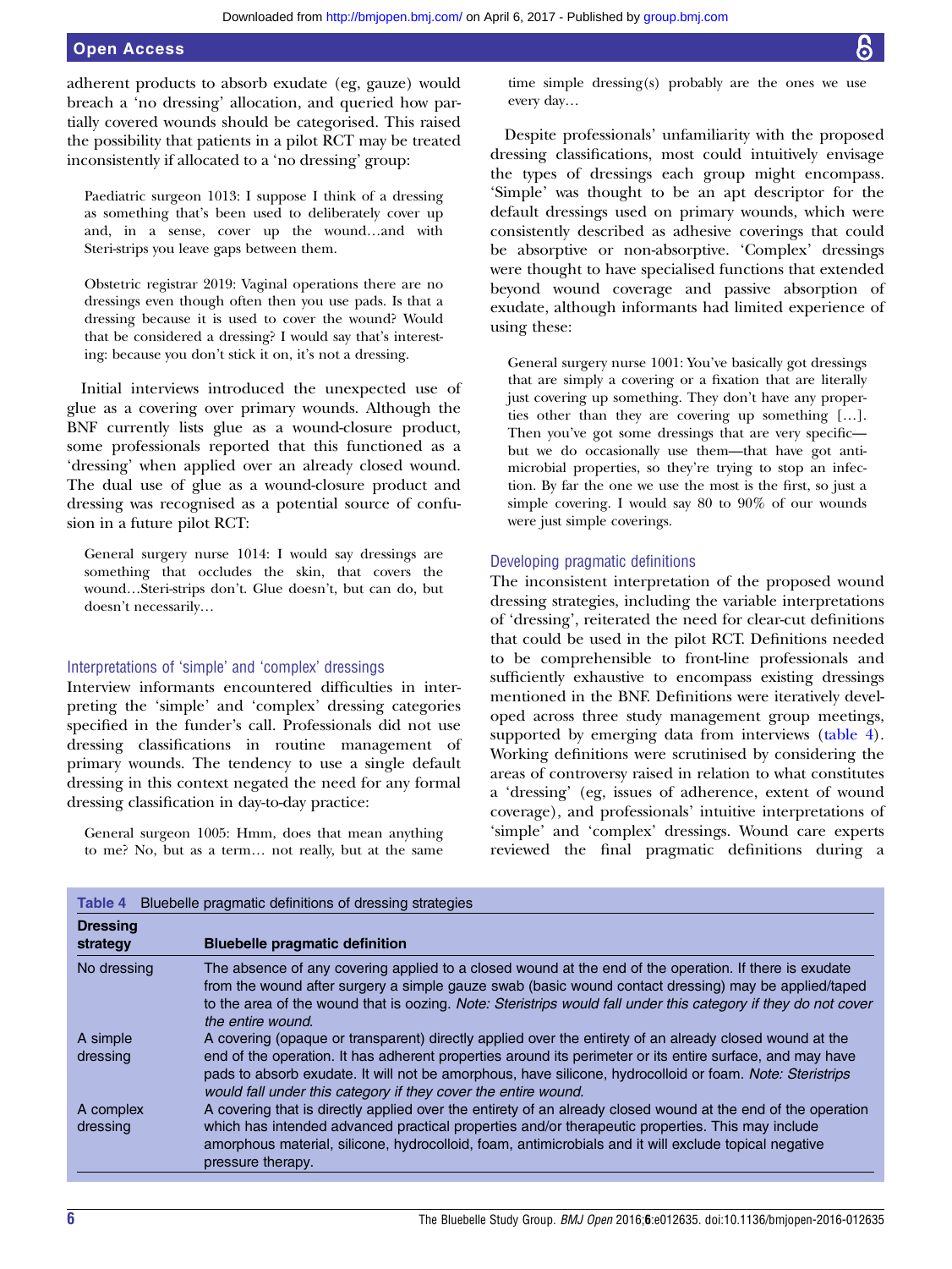adherent products to absorb exudate (eg, gauze) would breach a 'no dressing' allocation, and queried how partially covered wounds should be categorised. This raised the possibility that patients in a pilot RCT may be treated inconsistently if allocated to a 'no dressing' group:

> Paediatric surgeon 1013: I suppose I think of a dressing as something that's been used to deliberately cover up and, in a sense, cover up the wound…and with Steri-strips you leave gaps between them.

> Obstetric registrar 2019: Vaginal operations there are no dressings even though often then you use pads. Is that a dressing because it is used to cover the wound? Would that be considered a dressing? I would say that's interesting: because you don't stick it on, it's not a dressing.

Initial interviews introduced the unexpected use of glue as a covering over primary wounds. Although the BNF currently lists glue as a wound-closure product, some professionals reported that this functioned as a 'dressing' when applied over an already closed wound. The dual use of glue as a wound-closure product and dressing was recognised as a potential source of confusion in a future pilot RCT:

> General surgery nurse 1014: I would say dressings are something that occludes the skin, that covers the wound…Steri-strips don't. Glue doesn't, but can do, but doesn't necessarily…

### Interpretations of 'simple' and 'complex' dressings

Interview informants encountered difficulties in interpreting the 'simple' and 'complex' dressing categories specified in the funder's call. Professionals did not use dressing classifications in routine management of primary wounds. The tendency to use a single default dressing in this context negated the need for any formal dressing classification in day-to-day practice:

> General surgeon 1005: Hmm, does that mean anything to me? No, but as a term… not really, but at the same time simple dressing(s) probably are the ones we use every day…

Despite professionals' unfamiliarity with the proposed dressing classifications, most could intuitively envisage the types of dressings each group might encompass. 'Simple' was thought to be an apt descriptor for the default dressings used on primary wounds, which were consistently described as adhesive coverings that could be absorptive or non-absorptive. 'Complex' dressings were thought to have specialised functions that extended beyond wound coverage and passive absorption of exudate, although informants had limited experience of using these:

> General surgery nurse 1001: You've basically got dressings that are simply a covering or a fixation that are literally just covering up something. They don't have any properties other than they are covering up something […]. Then you've got some dressings that are very specific—but we do occasionally use them—that have got antimicrobial properties, so they're trying to stop an infection. By far the one we use the most is the first, so just a simple covering. I would say 80 to 90% of our wounds were just simple coverings.

### Developing pragmatic definitions

The inconsistent interpretation of the proposed wound dressing strategies, including the variable interpretations of 'dressing', reiterated the need for clear-cut definitions that could be used in the pilot RCT. Definitions needed to be comprehensible to front-line professionals and sufficiently exhaustive to encompass existing dressings mentioned in the BNF. Definitions were iteratively developed across three study management group meetings, supported by emerging data from interviews (table 4). Working definitions were scrutinised by considering the areas of controversy raised in relation to what constitutes a 'dressing' (eg, issues of adherence, extent of wound coverage), and professionals' intuitive interpretations of 'simple' and 'complex' dressings. Wound care experts reviewed the final pragmatic definitions during a

**Table 4** Bluebelle pragmatic definitions of dressing strategies

| Dressing strategy | Bluebelle pragmatic definition |
|---|---|
| No dressing | The absence of any covering applied to a closed wound at the end of the operation. If there is exudate from the wound after surgery a simple gauze swab (basic wound contact dressing) may be applied/taped to the area of the wound that is oozing. *Note: Steristrips would fall under this category if they do not cover the entire wound.* |
| A simple dressing | A covering (opaque or transparent) directly applied over the entirety of an already closed wound at the end of the operation. It has adherent properties around its perimeter or its entire surface, and may have pads to absorb exudate. It will not be amorphous, have silicone, hydrocolloid or foam. *Note: Steristrips would fall under this category if they cover the entire wound.* |
| A complex dressing | A covering that is directly applied over the entirety of an already closed wound at the end of the operation which has intended advanced practical properties and/or therapeutic properties. This may include amorphous material, silicone, hydrocolloid, foam, antimicrobials and it will exclude topical negative pressure therapy. |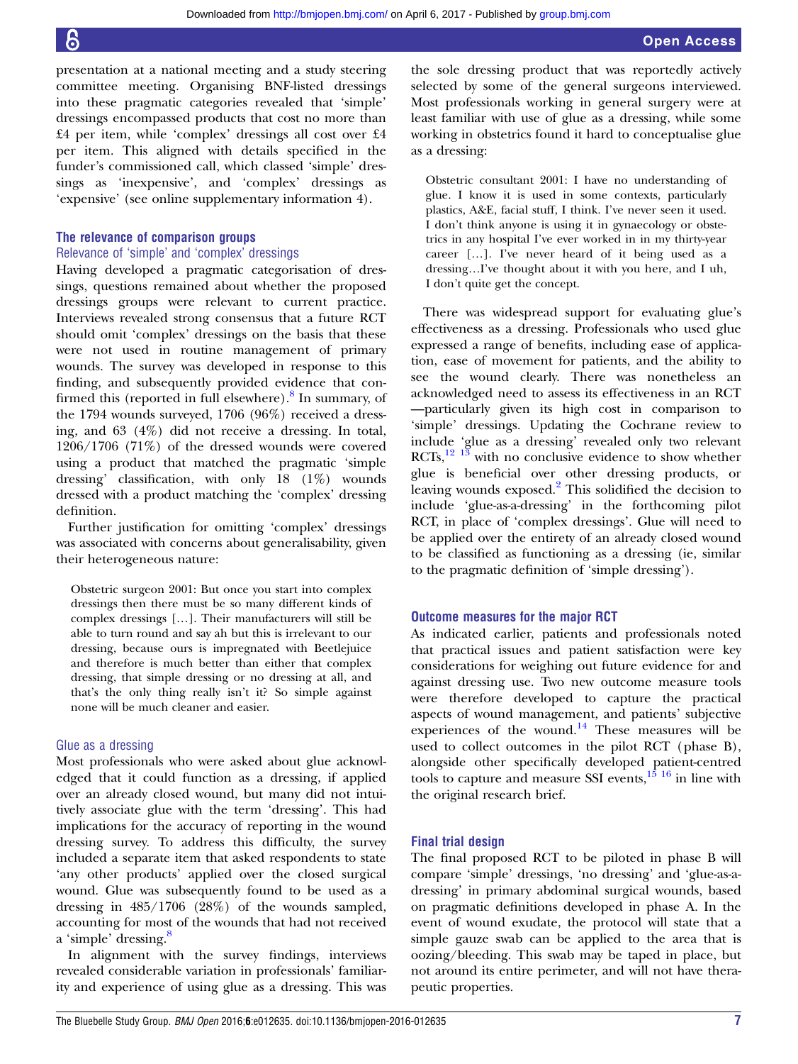presentation at a national meeting and a study steering committee meeting. Organising BNF-listed dressings into these pragmatic categories revealed that 'simple' dressings encompassed products that cost no more than £4 per item, while 'complex' dressings all cost over £4 per item. This aligned with details specified in the funder's commissioned call, which classed 'simple' dressings as 'inexpensive', and 'complex' dressings as 'expensive' (see online supplementary information 4).

### The relevance of comparison groups

#### Relevance of 'simple' and 'complex' dressings

Having developed a pragmatic categorisation of dressings, questions remained about whether the proposed dressings groups were relevant to current practice. Interviews revealed strong consensus that a future RCT should omit 'complex' dressings on the basis that these were not used in routine management of primary wounds. The survey was developed in response to this finding, and subsequently provided evidence that confirmed this (reported in full elsewhere).[8] In summary, of the 1794 wounds surveyed, 1706 (96%) received a dressing, and 63 (4%) did not receive a dressing. In total, 1206/1706 (71%) of the dressed wounds were covered using a product that matched the pragmatic 'simple dressing' classification, with only 18 (1%) wounds dressed with a product matching the 'complex' dressing definition.

Further justification for omitting 'complex' dressings was associated with concerns about generalisability, given their heterogeneous nature:

> Obstetric surgeon 2001: But once you start into complex dressings then there must be so many different kinds of complex dressings […]. Their manufacturers will still be able to turn round and say ah but this is irrelevant to our dressing, because ours is impregnated with Beetlejuice and therefore is much better than either that complex dressing, that simple dressing or no dressing at all, and that's the only thing really isn't it? So simple against none will be much cleaner and easier.

#### Glue as a dressing

Most professionals who were asked about glue acknowledged that it could function as a dressing, if applied over an already closed wound, but many did not intuitively associate glue with the term 'dressing'. This had implications for the accuracy of reporting in the wound dressing survey. To address this difficulty, the survey included a separate item that asked respondents to state 'any other products' applied over the closed surgical wound. Glue was subsequently found to be used as a dressing in 485/1706 (28%) of the wounds sampled, accounting for most of the wounds that had not received a 'simple' dressing.[8]

In alignment with the survey findings, interviews revealed considerable variation in professionals' familiarity and experience of using glue as a dressing. This was the sole dressing product that was reportedly actively selected by some of the general surgeons interviewed. Most professionals working in general surgery were at least familiar with use of glue as a dressing, while some working in obstetrics found it hard to conceptualise glue as a dressing:

> Obstetric consultant 2001: I have no understanding of glue. I know it is used in some contexts, particularly plastics, A&E, facial stuff, I think. I've never seen it used. I don't think anyone is using it in gynaecology or obstetrics in any hospital I've ever worked in in my thirty-year career […]. I've never heard of it being used as a dressing…I've thought about it with you here, and I uh, I don't quite get the concept.

There was widespread support for evaluating glue's effectiveness as a dressing. Professionals who used glue expressed a range of benefits, including ease of application, ease of movement for patients, and the ability to see the wound clearly. There was nonetheless an acknowledged need to assess its effectiveness in an RCT —particularly given its high cost in comparison to 'simple' dressings. Updating the Cochrane review to include 'glue as a dressing' revealed only two relevant RCTs,[12,13] with no conclusive evidence to show whether glue is beneficial over other dressing products, or leaving wounds exposed.[2] This solidified the decision to include 'glue-as-a-dressing' in the forthcoming pilot RCT, in place of 'complex dressings'. Glue will need to be applied over the entirety of an already closed wound to be classified as functioning as a dressing (ie, similar to the pragmatic definition of 'simple dressing').

### Outcome measures for the major RCT

As indicated earlier, patients and professionals noted that practical issues and patient satisfaction were key considerations for weighing out future evidence for and against dressing use. Two new outcome measure tools were therefore developed to capture the practical aspects of wound management, and patients' subjective experiences of the wound.[14] These measures will be used to collect outcomes in the pilot RCT (phase B), alongside other specifically developed patient-centred tools to capture and measure SSI events,[15,16] in line with the original research brief.

### Final trial design

The final proposed RCT to be piloted in phase B will compare 'simple' dressings, 'no dressing' and 'glue-as-a-dressing' in primary abdominal surgical wounds, based on pragmatic definitions developed in phase A. In the event of wound exudate, the protocol will state that a simple gauze swab can be applied to the area that is oozing/bleeding. This swab may be taped in place, but not around its entire perimeter, and will not have therapeutic properties.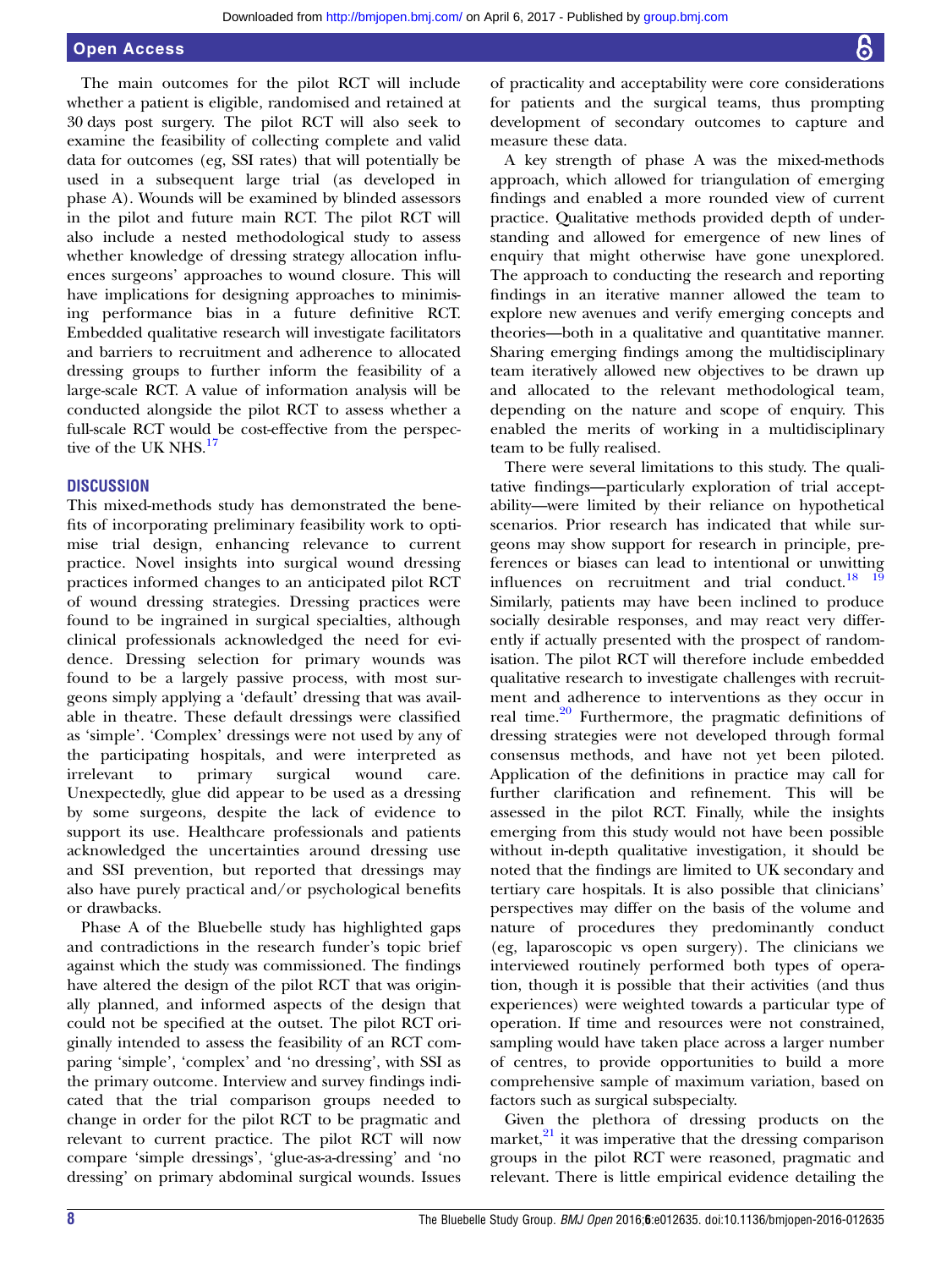The main outcomes for the pilot RCT will include whether a patient is eligible, randomised and retained at 30 days post surgery. The pilot RCT will also seek to examine the feasibility of collecting complete and valid data for outcomes (eg, SSI rates) that will potentially be used in a subsequent large trial (as developed in phase A). Wounds will be examined by blinded assessors in the pilot and future main RCT. The pilot RCT will also include a nested methodological study to assess whether knowledge of dressing strategy allocation influences surgeons' approaches to wound closure. This will have implications for designing approaches to minimising performance bias in a future definitive RCT. Embedded qualitative research will investigate facilitators and barriers to recruitment and adherence to allocated dressing groups to further inform the feasibility of a large-scale RCT. A value of information analysis will be conducted alongside the pilot RCT to assess whether a full-scale RCT would be cost-effective from the perspective of the UK NHS.[17]

## DISCUSSION

This mixed-methods study has demonstrated the benefits of incorporating preliminary feasibility work to optimise trial design, enhancing relevance to current practice. Novel insights into surgical wound dressing practices informed changes to an anticipated pilot RCT of wound dressing strategies. Dressing practices were found to be ingrained in surgical specialties, although clinical professionals acknowledged the need for evidence. Dressing selection for primary wounds was found to be a largely passive process, with most surgeons simply applying a 'default' dressing that was available in theatre. These default dressings were classified as 'simple'. 'Complex' dressings were not used by any of the participating hospitals, and were interpreted as irrelevant to primary surgical wound care. Unexpectedly, glue did appear to be used as a dressing by some surgeons, despite the lack of evidence to support its use. Healthcare professionals and patients acknowledged the uncertainties around dressing use and SSI prevention, but reported that dressings may also have purely practical and/or psychological benefits or drawbacks.

Phase A of the Bluebelle study has highlighted gaps and contradictions in the research funder's topic brief against which the study was commissioned. The findings have altered the design of the pilot RCT that was originally planned, and informed aspects of the design that could not be specified at the outset. The pilot RCT originally intended to assess the feasibility of an RCT comparing 'simple', 'complex' and 'no dressing', with SSI as the primary outcome. Interview and survey findings indicated that the trial comparison groups needed to change in order for the pilot RCT to be pragmatic and relevant to current practice. The pilot RCT will now compare 'simple dressings', 'glue-as-a-dressing' and 'no dressing' on primary abdominal surgical wounds. Issues of practicality and acceptability were core considerations for patients and the surgical teams, thus prompting development of secondary outcomes to capture and measure these data.

A key strength of phase A was the mixed-methods approach, which allowed for triangulation of emerging findings and enabled a more rounded view of current practice. Qualitative methods provided depth of understanding and allowed for emergence of new lines of enquiry that might otherwise have gone unexplored. The approach to conducting the research and reporting findings in an iterative manner allowed the team to explore new avenues and verify emerging concepts and theories—both in a qualitative and quantitative manner. Sharing emerging findings among the multidisciplinary team iteratively allowed new objectives to be drawn up and allocated to the relevant methodological team, depending on the nature and scope of enquiry. This enabled the merits of working in a multidisciplinary team to be fully realised.

There were several limitations to this study. The qualitative findings—particularly exploration of trial acceptability—were limited by their reliance on hypothetical scenarios. Prior research has indicated that while surgeons may show support for research in principle, preferences or biases can lead to intentional or unwitting influences on recruitment and trial conduct.[18,19] Similarly, patients may have been inclined to produce socially desirable responses, and may react very differently if actually presented with the prospect of randomisation. The pilot RCT will therefore include embedded qualitative research to investigate challenges with recruitment and adherence to interventions as they occur in real time.[20] Furthermore, the pragmatic definitions of dressing strategies were not developed through formal consensus methods, and have not yet been piloted. Application of the definitions in practice may call for further clarification and refinement. This will be assessed in the pilot RCT. Finally, while the insights emerging from this study would not have been possible without in-depth qualitative investigation, it should be noted that the findings are limited to UK secondary and tertiary care hospitals. It is also possible that clinicians' perspectives may differ on the basis of the volume and nature of procedures they predominantly conduct (eg, laparoscopic vs open surgery). The clinicians we interviewed routinely performed both types of operation, though it is possible that their activities (and thus experiences) were weighted towards a particular type of operation. If time and resources were not constrained, sampling would have taken place across a larger number of centres, to provide opportunities to build a more comprehensive sample of maximum variation, based on factors such as surgical subspecialty.

Given the plethora of dressing products on the market,[21] it was imperative that the dressing comparison groups in the pilot RCT were reasoned, pragmatic and relevant. There is little empirical evidence detailing the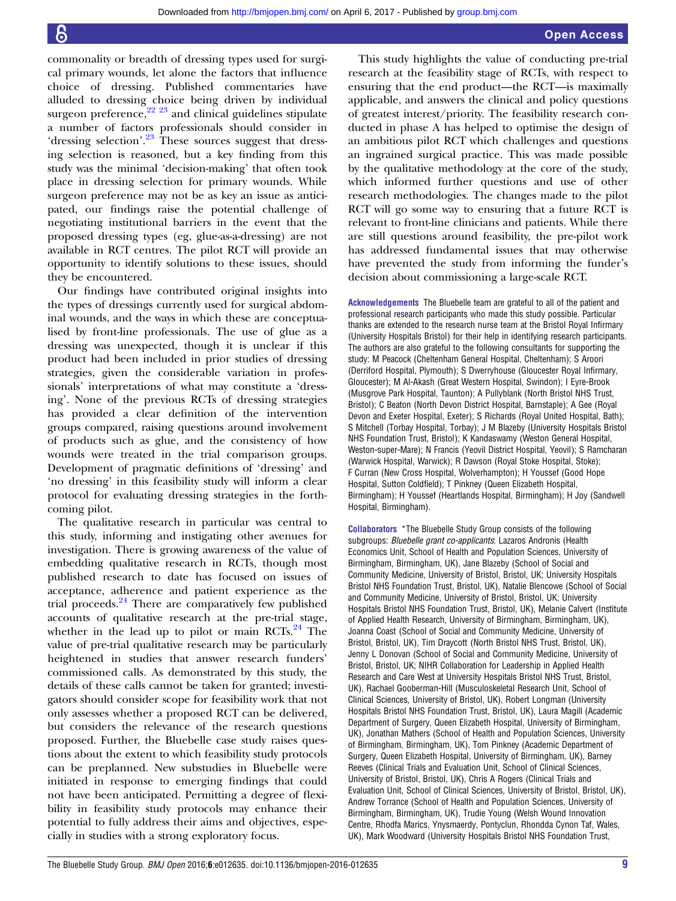commonality or breadth of dressing types used for surgical primary wounds, let alone the factors that influence choice of dressing. Published commentaries have alluded to dressing choice being driven by individual surgeon preference,[22 23] and clinical guidelines stipulate a number of factors professionals should consider in 'dressing selection'.[23] These sources suggest that dressing selection is reasoned, but a key finding from this study was the minimal 'decision-making' that often took place in dressing selection for primary wounds. While surgeon preference may not be as key an issue as anticipated, our findings raise the potential challenge of negotiating institutional barriers in the event that the proposed dressing types (eg, glue-as-a-dressing) are not available in RCT centres. The pilot RCT will provide an opportunity to identify solutions to these issues, should they be encountered.

Our findings have contributed original insights into the types of dressings currently used for surgical abdominal wounds, and the ways in which these are conceptualised by front-line professionals. The use of glue as a dressing was unexpected, though it is unclear if this product had been included in prior studies of dressing strategies, given the considerable variation in professionals' interpretations of what may constitute a 'dressing'. None of the previous RCTs of dressing strategies has provided a clear definition of the intervention groups compared, raising questions around involvement of products such as glue, and the consistency of how wounds were treated in the trial comparison groups. Development of pragmatic definitions of 'dressing' and 'no dressing' in this feasibility study will inform a clear protocol for evaluating dressing strategies in the forthcoming pilot.

The qualitative research in particular was central to this study, informing and instigating other avenues for investigation. There is growing awareness of the value of embedding qualitative research in RCTs, though most published research to date has focused on issues of acceptance, adherence and patient experience as the trial proceeds.[24] There are comparatively few published accounts of qualitative research at the pre-trial stage, whether in the lead up to pilot or main RCTs.[24] The value of pre-trial qualitative research may be particularly heightened in studies that answer research funders' commissioned calls. As demonstrated by this study, the details of these calls cannot be taken for granted; investigators should consider scope for feasibility work that not only assesses whether a proposed RCT can be delivered, but considers the relevance of the research questions proposed. Further, the Bluebelle case study raises questions about the extent to which feasibility study protocols can be preplanned. New substudies in Bluebelle were initiated in response to emerging findings that could not have been anticipated. Permitting a degree of flexibility in feasibility study protocols may enhance their potential to fully address their aims and objectives, especially in studies with a strong exploratory focus.

This study highlights the value of conducting pre-trial research at the feasibility stage of RCTs, with respect to ensuring that the end product—the RCT—is maximally applicable, and answers the clinical and policy questions of greatest interest/priority. The feasibility research conducted in phase A has helped to optimise the design of an ambitious pilot RCT which challenges and questions an ingrained surgical practice. This was made possible by the qualitative methodology at the core of the study, which informed further questions and use of other research methodologies. The changes made to the pilot RCT will go some way to ensuring that a future RCT is relevant to front-line clinicians and patients. While there are still questions around feasibility, the pre-pilot work has addressed fundamental issues that may otherwise have prevented the study from informing the funder's decision about commissioning a large-scale RCT.

**Acknowledgements** The Bluebelle team are grateful to all of the patient and professional research participants who made this study possible. Particular thanks are extended to the research nurse team at the Bristol Royal Infirmary (University Hospitals Bristol) for their help in identifying research participants. The authors are also grateful to the following consultants for supporting the study: M Peacock (Cheltenham General Hospital, Cheltenham); S Aroori (Derriford Hospital, Plymouth); S Dwerryhouse (Gloucester Royal Infirmary, Gloucester); M Al-Akash (Great Western Hospital, Swindon); I Eyre-Brook (Musgrove Park Hospital, Taunton); A Pullyblank (North Bristol NHS Trust, Bristol); C Beaton (North Devon District Hospital, Barnstaple); A Gee (Royal Devon and Exeter Hospital, Exeter); S Richards (Royal United Hospital, Bath); S Mitchell (Torbay Hospital, Torbay); J M Blazeby (University Hospitals Bristol NHS Foundation Trust, Bristol); K Kandaswamy (Weston General Hospital, Weston-super-Mare); N Francis (Yeovil District Hospital, Yeovil); S Ramcharan (Warwick Hospital, Warwick); R Dawson (Royal Stoke Hospital, Stoke); F Curran (New Cross Hospital, Wolverhampton); H Youssef (Good Hope Hospital, Sutton Coldfield); T Pinkney (Queen Elizabeth Hospital, Birmingham); H Youssef (Heartlands Hospital, Birmingham); H Joy (Sandwell Hospital, Birmingham).

**Collaborators** *The Bluebelle Study Group consists of the following subgroups: *Bluebelle grant co-applicants*: Lazaros Andronis (Health Economics Unit, School of Health and Population Sciences, University of Birmingham, Birmingham, UK), Jane Blazeby (School of Social and Community Medicine, University of Bristol, Bristol, UK; University Hospitals Bristol NHS Foundation Trust, Bristol, UK), Natalie Blencowe (School of Social and Community Medicine, University of Bristol, Bristol, UK; University Hospitals Bristol NHS Foundation Trust, Bristol, UK), Melanie Calvert (Institute of Applied Health Research, University of Birmingham, Birmingham, UK), Joanna Coast (School of Social and Community Medicine, University of Bristol, Bristol, UK), Tim Draycott (North Bristol NHS Trust, Bristol, UK), Jenny L Donovan (School of Social and Community Medicine, University of Bristol, Bristol, UK; NIHR Collaboration for Leadership in Applied Health Research and Care West at University Hospitals Bristol NHS Trust, Bristol, UK), Rachael Gooberman-Hill (Musculoskeletal Research Unit, School of Clinical Sciences, University of Bristol, UK), Robert Longman (University Hospitals Bristol NHS Foundation Trust, Bristol, UK), Laura Magill (Academic Department of Surgery, Queen Elizabeth Hospital, University of Birmingham, UK), Jonathan Mathers (School of Health and Population Sciences, University of Birmingham, Birmingham, UK), Tom Pinkney (Academic Department of Surgery, Queen Elizabeth Hospital, University of Birmingham, UK), Barney Reeves (Clinical Trials and Evaluation Unit, School of Clinical Sciences, University of Bristol, Bristol, UK), Chris A Rogers (Clinical Trials and Evaluation Unit, School of Clinical Sciences, University of Bristol, Bristol, UK), Andrew Torrance (School of Health and Population Sciences, University of Birmingham, Birmingham, UK), Trudie Young (Welsh Wound Innovation Centre, Rhodfa Marics, Ynysmaerdy, Pontyclun, Rhondda Cynon Taf, Wales, UK), Mark Woodward (University Hospitals Bristol NHS Foundation Trust,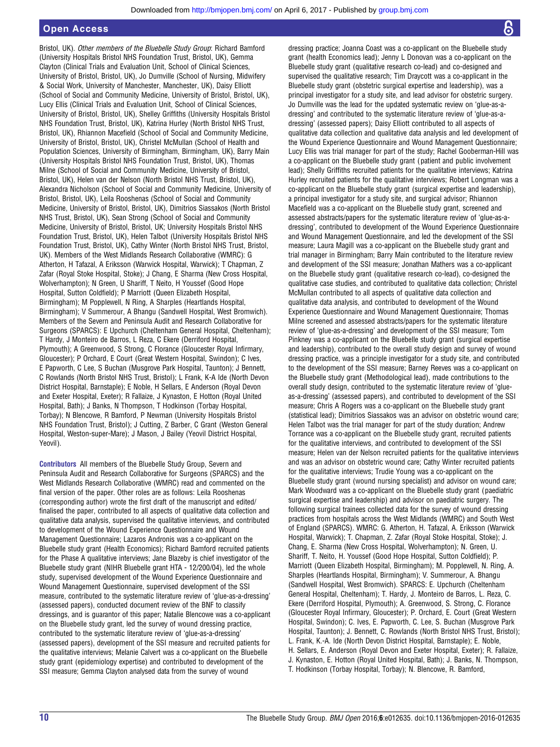Bristol, UK). *Other members of the Bluebelle Study Group*: Richard Bamford (University Hospitals Bristol NHS Foundation Trust, Bristol, UK), Gemma Clayton (Clinical Trials and Evaluation Unit, School of Clinical Sciences, University of Bristol, Bristol, UK), Jo Dumville (School of Nursing, Midwifery & Social Work, University of Manchester, Manchester, UK), Daisy Elliott (School of Social and Community Medicine, University of Bristol, Bristol, UK), Lucy Ellis (Clinical Trials and Evaluation Unit, School of Clinical Sciences, University of Bristol, Bristol, UK), Shelley Griffiths (University Hospitals Bristol NHS Foundation Trust, Bristol, UK), Katrina Hurley (North Bristol NHS Trust, Bristol, UK), Rhiannon Macefield (School of Social and Community Medicine, University of Bristol, Bristol, UK), Christel McMullan (School of Health and Population Sciences, University of Birmingham, Birmingham, UK), Barry Main (University Hospitals Bristol NHS Foundation Trust, Bristol, UK), Thomas Milne (School of Social and Community Medicine, University of Bristol, Bristol, UK), Helen van der Nelson (North Bristol NHS Trust, Bristol, UK), Alexandra Nicholson (School of Social and Community Medicine, University of Bristol, Bristol, UK), Leila Rooshenas (School of Social and Community Medicine, University of Bristol, Bristol, UK), Dimitrios Siassakos (North Bristol NHS Trust, Bristol, UK), Sean Strong (School of Social and Community Medicine, University of Bristol, Bristol, UK; University Hospitals Bristol NHS Foundation Trust, Bristol, UK), Helen Talbot (University Hospitals Bristol NHS Foundation Trust, Bristol, UK), Cathy Winter (North Bristol NHS Trust, Bristol, UK). Members of the West Midlands Research Collaborative (WMRC): G Atherton, H Tafazal, A Eriksson (Warwick Hospital, Warwick); T Chapman, Z Zafar (Royal Stoke Hospital, Stoke); J Chang, E Sharma (New Cross Hospital, Wolverhampton); N Green, U Shariff, T Neito, H Youssef (Good Hope Hospital, Sutton Coldfield); P Marriott (Queen Elizabeth Hospital, Birmingham); M Popplewell, N Ring, A Sharples (Heartlands Hospital, Birmingham); V Summerour, A Bhangu (Sandwell Hospital, West Bromwich). Members of the Severn and Peninsula Audit and Research Collaborative for Surgeons (SPARCS): E Upchurch (Cheltenham General Hospital, Cheltenham); T Hardy, J Monteiro de Barros, L Reza, C Ekere (Derriford Hospital, Plymouth); A Greenwood, S Strong, C Florance (Gloucester Royal Infirmary, Gloucester); P Orchard, E Court (Great Western Hospital, Swindon); C Ives, E Papworth, C Lee, S Buchan (Musgrove Park Hospital, Taunton); J Bennett, C Rowlands (North Bristol NHS Trust, Bristol); L Frank, K-A Ide (North Devon District Hospital, Barnstaple); E Noble, H Sellars, E Anderson (Royal Devon and Exeter Hospital, Exeter); R Fallaize, J Kynaston, E Hotton (Royal United Hospital, Bath); J Banks, N Thompson, T Hodkinson (Torbay Hospital, Torbay); N Blencowe, R Bamford, P Newman (University Hospitals Bristol NHS Foundation Trust, Bristol); J Cutting, Z Barber, C Grant (Weston General Hospital, Weston-super-Mare); J Mason, J Bailey (Yeovil District Hospital, Yeovil).

**Contributors** All members of the Bluebelle Study Group, Severn and Peninsula Audit and Research Collaborative for Surgeons (SPARCS) and the West Midlands Research Collaborative (WMRC) read and commented on the final version of the paper. Other roles are as follows: Leila Rooshenas (corresponding author) wrote the first draft of the manuscript and edited/finalised the paper, contributed to all aspects of qualitative data collection and qualitative data analysis, supervised the qualitative interviews, and contributed to development of the Wound Experience Questionnaire and Wound Management Questionnaire; Lazaros Andronis was a co-applicant on the Bluebelle study grant (Health Economics); Richard Bamford recruited patients for the Phase A qualitative interviews; Jane Blazeby is chief investigator of the Bluebelle study grant (NIHR Bluebelle grant HTA - 12/200/04), led the whole study, supervised development of the Wound Experience Questionnaire and Wound Management Questionnaire, supervised development of the SSI measure, contributed to the systematic literature review of 'glue-as-a-dressing' (assessed papers), conducted document review of the BNF to classify dressings, and is guarantor of this paper; Natalie Blencowe was a co-applicant on the Bluebelle study grant, led the survey of wound dressing practice, contributed to the systematic literature review of 'glue-as-a-dressing' (assessed papers), development of the SSI measure and recruited patients for the qualitative interviews; Melanie Calvert was a co-applicant on the Bluebelle study grant (epidemiology expertise) and contributed to development of the SSI measure; Gemma Clayton analysed data from the survey of wound dressing practice; Joanna Coast was a co-applicant on the Bluebelle study grant (health Economics lead); Jenny L Donovan was a co-applicant on the Bluebelle study grant (qualitative research co-lead) and co-designed and supervised the qualitative research; Tim Draycott was a co-applicant in the Bluebelle study grant (obstetric surgical expertise and leadership), was a principal investigator for a study site, and lead advisor for obstetric surgery. Jo Dumville was the lead for the updated systematic review on 'glue-as-a-dressing' and contributed to the systematic literature review of 'glue-as-a-dressing' (assessed papers); Daisy Elliott contributed to all aspects of qualitative data collection and qualitative data analysis and led development of the Wound Experience Questionnaire and Wound Management Questionnaire; Lucy Ellis was trial manager for part of the study; Rachel Gooberman-Hill was a co-applicant on the Bluebelle study grant (patient and public involvement lead); Shelly Griffiths recruited patients for the qualitative interviews; Katrina Hurley recruited patients for the qualitative interviews; Robert Longman was a co-applicant on the Bluebelle study grant (surgical expertise and leadership), a principal investigator for a study site, and surgical advisor; Rhiannon Macefield was a co-applicant on the Bluebelle study grant, screened and assessed abstracts/papers for the systematic literature review of 'glue-as-a-dressing', contributed to development of the Wound Experience Questionnaire and Wound Management Questionnaire, and led the development of the SSI measure; Laura Magill was a co-applicant on the Bluebelle study grant and trial manager in Birmingham; Barry Main contributed to the literature review and development of the SSI measure; Jonathan Mathers was a co-applicant on the Bluebelle study grant (qualitative research co-lead), co-designed the qualitative case studies, and contributed to qualitative data collection; Christel McMullan contributed to all aspects of qualitative data collection and qualitative data analysis, and contributed to development of the Wound Experience Questionnaire and Wound Management Questionnaire; Thomas Milne screened and assessed abstracts/papers for the systematic literature review of 'glue-as-a-dressing' and development of the SSI measure; Tom Pinkney was a co-applicant on the Bluebelle study grant (surgical expertise and leadership), contributed to the overall study design and survey of wound dressing practice, was a principle investigator for a study site, and contributed to the development of the SSI measure; Barney Reeves was a co-applicant on the Bluebelle study grant (Methodological lead), made contributions to the overall study design, contributed to the systematic literature review of 'glue-as-a-dressing' (assessed papers), and contributed to development of the SSI measure; Chris A Rogers was a co-applicant on the Bluebelle study grant (statistical lead); Dimitrios Siassakos was an advisor on obstetric wound care; Helen Talbot was the trial manager for part of the study duration; Andrew Torrance was a co-applicant on the Bluebelle study grant, recruited patients for the qualitative interviews, and contributed to development of the SSI measure; Helen van der Nelson recruited patients for the qualitative interviews and was an advisor on obstetric wound care; Cathy Winter recruited patients for the qualitative interviews; Trudie Young was a co-applicant on the Bluebelle study grant (wound nursing specialist) and advisor on wound care; Mark Woodward was a co-applicant on the Bluebelle study grant (paediatric surgical expertise and leadership) and advisor on paediatric surgery. The following surgical trainees collected data for the survey of wound dressing practices from hospitals across the West Midlands (WMRC) and South West of England (SPARCS). WMRC: G. Atherton, H. Tafazal, A. Eriksson (Warwick Hospital, Warwick); T. Chapman, Z. Zafar (Royal Stoke Hospital, Stoke); J. Chang, E. Sharma (New Cross Hospital, Wolverhampton); N. Green, U. Shariff, T. Neito, H. Youssef (Good Hope Hospital, Sutton Coldfield); P. Marriott (Queen Elizabeth Hospital, Birmingham); M. Popplewell, N. Ring, A. Sharples (Heartlands Hospital, Birmingham); V. Summerour, A. Bhangu (Sandwell Hospital, West Bromwich). SPARCS: E. Upchurch (Cheltenham General Hospital, Cheltenham); T. Hardy, J. Monteiro de Barros, L. Reza, C. Ekere (Derriford Hospital, Plymouth); A. Greenwood, S. Strong, C. Florance (Gloucester Royal Infirmary, Gloucester); P. Orchard, E. Court (Great Western Hospital, Swindon); C. Ives, E. Papworth, C. Lee, S. Buchan (Musgrove Park Hospital, Taunton); J. Bennett, C. Rowlands (North Bristol NHS Trust, Bristol); L. Frank, K.-A. Ide (North Devon District Hospital, Barnstaple); E. Noble, H. Sellars, E. Anderson (Royal Devon and Exeter Hospital, Exeter); R. Fallaize, J. Kynaston, E. Hotton (Royal United Hospital, Bath); J. Banks, N. Thompson, T. Hodkinson (Torbay Hospital, Torbay); N. Blencowe, R. Bamford,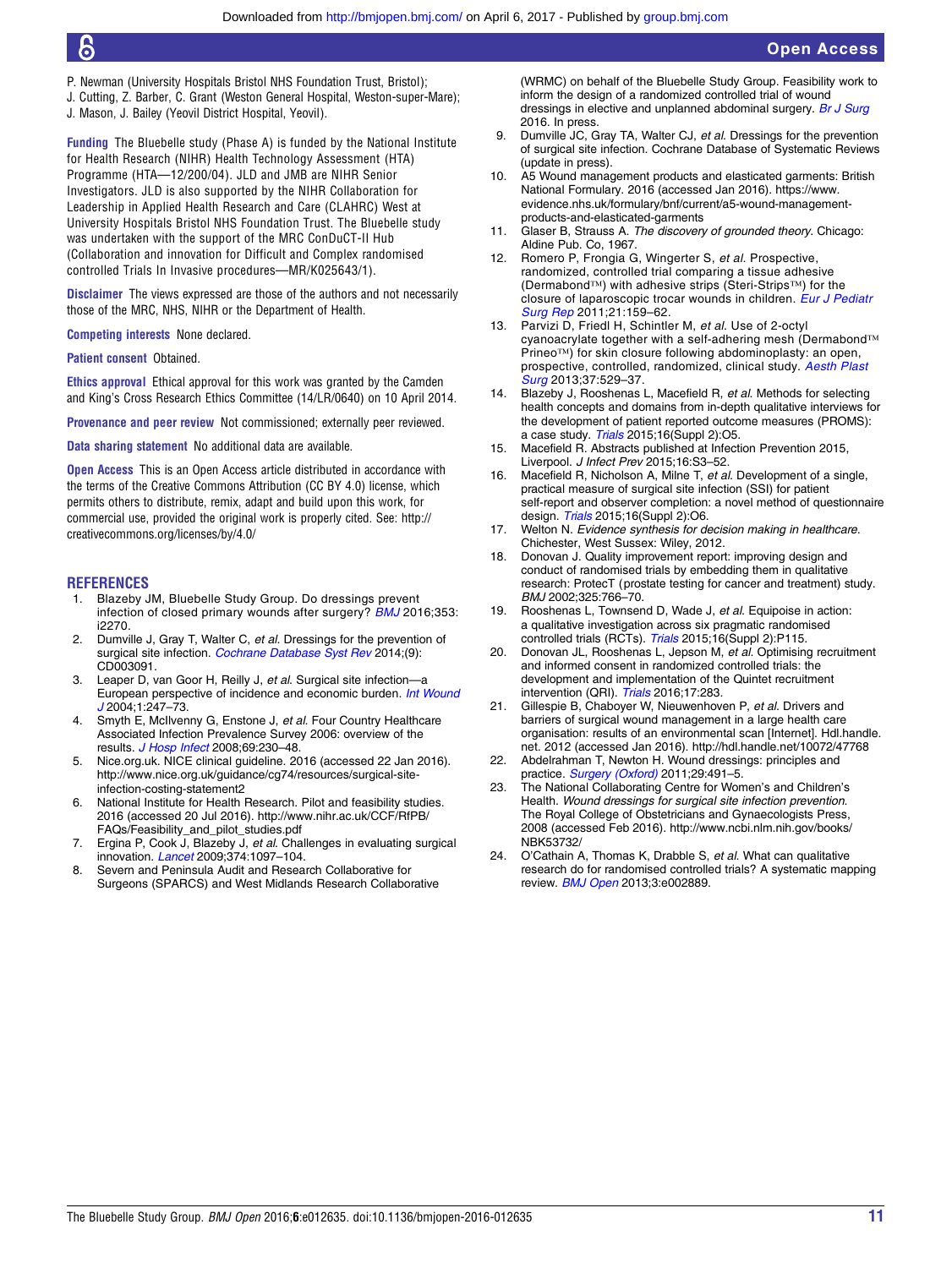P. Newman (University Hospitals Bristol NHS Foundation Trust, Bristol); J. Cutting, Z. Barber, C. Grant (Weston General Hospital, Weston-super-Mare); J. Mason, J. Bailey (Yeovil District Hospital, Yeovil).

**Funding** The Bluebelle study (Phase A) is funded by the National Institute for Health Research (NIHR) Health Technology Assessment (HTA) Programme (HTA—12/200/04). JLD and JMB are NIHR Senior Investigators. JLD is also supported by the NIHR Collaboration for Leadership in Applied Health Research and Care (CLAHRC) West at University Hospitals Bristol NHS Foundation Trust. The Bluebelle study was undertaken with the support of the MRC ConDuCT-II Hub (Collaboration and innovation for Difficult and Complex randomised controlled Trials In Invasive procedures—MR/K025643/1).

**Disclaimer** The views expressed are those of the authors and not necessarily those of the MRC, NHS, NIHR or the Department of Health.

**Competing interests** None declared.

**Patient consent** Obtained.

**Ethics approval** Ethical approval for this work was granted by the Camden and King's Cross Research Ethics Committee (14/LR/0640) on 10 April 2014.

**Provenance and peer review** Not commissioned; externally peer reviewed.

**Data sharing statement** No additional data are available.

**Open Access** This is an Open Access article distributed in accordance with the terms of the Creative Commons Attribution (CC BY 4.0) license, which permits others to distribute, remix, adapt and build upon this work, for commercial use, provided the original work is properly cited. See: http://creativecommons.org/licenses/by/4.0/

## REFERENCES

1. Blazeby JM, Bluebelle Study Group. Do dressings prevent infection of closed primary wounds after surgery? *BMJ* 2016;353:i2270.
2. Dumville J, Gray T, Walter C, *et al*. Dressings for the prevention of surgical site infection. *Cochrane Database Syst Rev* 2014;(9):CD003091.
3. Leaper D, van Goor H, Reilly J, *et al*. Surgical site infection—a European perspective of incidence and economic burden. *Int Wound J* 2004;1:247–73.
4. Smyth E, McIlvenny G, Enstone J, *et al*. Four Country Healthcare Associated Infection Prevalence Survey 2006: overview of the results. *J Hosp Infect* 2008;69:230–48.
5. Nice.org.uk. NICE clinical guideline. 2016 (accessed 22 Jan 2016). http://www.nice.org.uk/guidance/cg74/resources/surgical-site-infection-costing-statement2
6. National Institute for Health Research. Pilot and feasibility studies. 2016 (accessed 20 Jul 2016). http://www.nihr.ac.uk/CCF/RfPB/FAQs/Feasibility_and_pilot_studies.pdf
7. Ergina P, Cook J, Blazeby J, *et al*. Challenges in evaluating surgical innovation. *Lancet* 2009;374:1097–104.
8. Severn and Peninsula Audit and Research Collaborative for Surgeons (SPARCS) and West Midlands Research Collaborative (WRMC) on behalf of the Bluebelle Study Group. Feasibility work to inform the design of a randomized controlled trial of wound dressings in elective and unplanned abdominal surgery. *Br J Surg* 2016. In press.
9. Dumville JC, Gray TA, Walter CJ, *et al*. Dressings for the prevention of surgical site infection. Cochrane Database of Systematic Reviews (update in press).
10. A5 Wound management products and elasticated garments: British National Formulary. 2016 (accessed Jan 2016). https://www.evidence.nhs.uk/formulary/bnf/current/a5-wound-management-products-and-elasticated-garments
11. Glaser B, Strauss A. *The discovery of grounded theory*. Chicago: Aldine Pub. Co, 1967.
12. Romero P, Frongia G, Wingerter S, *et al*. Prospective, randomized, controlled trial comparing a tissue adhesive (Dermabond™) with adhesive strips (Steri-Strips™) for the closure of laparoscopic trocar wounds in children. *Eur J Pediatr Surg Rep* 2011;21:159–62.
13. Parvizi D, Friedl H, Schintler M, *et al*. Use of 2-octyl cyanoacrylate together with a self-adhering mesh (Dermabond™ Prineo™) for skin closure following abdominoplasty: an open, prospective, controlled, randomized, clinical study. *Aesth Plast Surg* 2013;37:529–37.
14. Blazeby J, Rooshenas L, Macefield R, *et al*. Methods for selecting health concepts and domains from in-depth qualitative interviews for the development of patient reported outcome measures (PROMS): a case study. *Trials* 2015;16(Suppl 2):O5.
15. Macefield R. Abstracts published at Infection Prevention 2015, Liverpool. *J Infect Prev* 2015;16:S3–52.
16. Macefield R, Nicholson A, Milne T, *et al*. Development of a single, practical measure of surgical site infection (SSI) for patient self-report and observer completion: a novel method of questionnaire design. *Trials* 2015;16(Suppl 2):O6.
17. Welton N. *Evidence synthesis for decision making in healthcare*. Chichester, West Sussex: Wiley, 2012.
18. Donovan J. Quality improvement report: improving design and conduct of randomised trials by embedding them in qualitative research: ProtecT (prostate testing for cancer and treatment) study. *BMJ* 2002;325:766–70.
19. Rooshenas L, Townsend D, Wade J, *et al*. Equipoise in action: a qualitative investigation across six pragmatic randomised controlled trials (RCTs). *Trials* 2015;16(Suppl 2):P115.
20. Donovan JL, Rooshenas L, Jepson M, *et al*. Optimising recruitment and informed consent in randomized controlled trials: the development and implementation of the Quintet recruitment intervention (QRI). *Trials* 2016;17:283.
21. Gillespie B, Chaboyer W, Nieuwenhoven P, *et al*. Drivers and barriers of surgical wound management in a large health care organisation: results of an environmental scan [Internet]. Hdl.handle.net. 2012 (accessed Jan 2016). http://hdl.handle.net/10072/47768
22. Abdelrahman T, Newton H. Wound dressings: principles and practice. *Surgery (Oxford)* 2011;29:491–5.
23. The National Collaborating Centre for Women's and Children's Health. *Wound dressings for surgical site infection prevention*. The Royal College of Obstetricians and Gynaecologists Press, 2008 (accessed Feb 2016). http://www.ncbi.nlm.nih.gov/books/NBK53732/
24. O'Cathain A, Thomas K, Drabble S, *et al*. What can qualitative research do for randomised controlled trials? A systematic mapping review. *BMJ Open* 2013;3:e002889.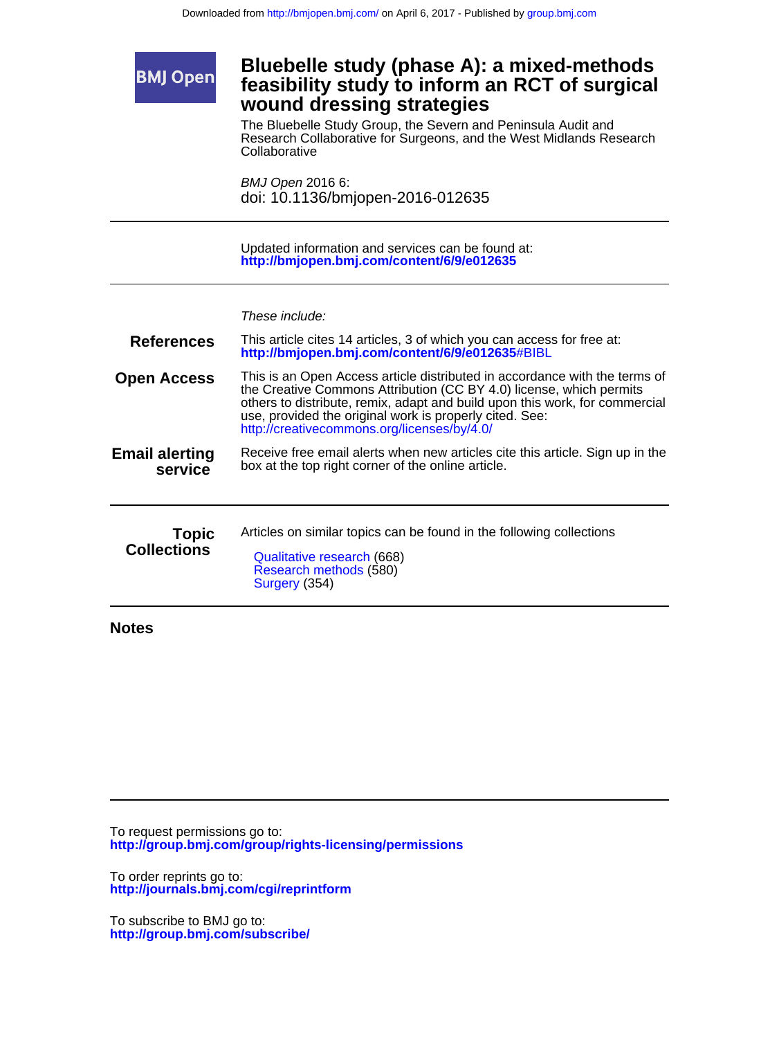Downloaded from http://bmjopen.bmj.com/ on April 6, 2017 - Published by group.bmj.com

BMJ Open

# Bluebelle study (phase A): a mixed-methods feasibility study to inform an RCT of surgical wound dressing strategies

The Bluebelle Study Group, the Severn and Peninsula Audit and Research Collaborative for Surgeons, and the West Midlands Research Collaborative

*BMJ Open* 2016 6:
doi: 10.1136/bmjopen-2016-012635

Updated information and services can be found at:
**http://bmjopen.bmj.com/content/6/9/e012635**

*These include:*

**References**
This article cites 14 articles, 3 of which you can access for free at:
**http://bmjopen.bmj.com/content/6/9/e012635**#BIBL

**Open Access**
This is an Open Access article distributed in accordance with the terms of the Creative Commons Attribution (CC BY 4.0) license, which permits others to distribute, remix, adapt and build upon this work, for commercial use, provided the original work is properly cited. See: http://creativecommons.org/licenses/by/4.0/

**Email alerting service**
Receive free email alerts when new articles cite this article. Sign up in the box at the top right corner of the online article.

**Topic Collections**
Articles on similar topics can be found in the following collections

- Qualitative research (668)
- Research methods (580)
- Surgery (354)

## Notes

To request permissions go to:
**http://group.bmj.com/group/rights-licensing/permissions**

To order reprints go to:
**http://journals.bmj.com/cgi/reprintform**

To subscribe to BMJ go to:
**http://group.bmj.com/subscribe/**